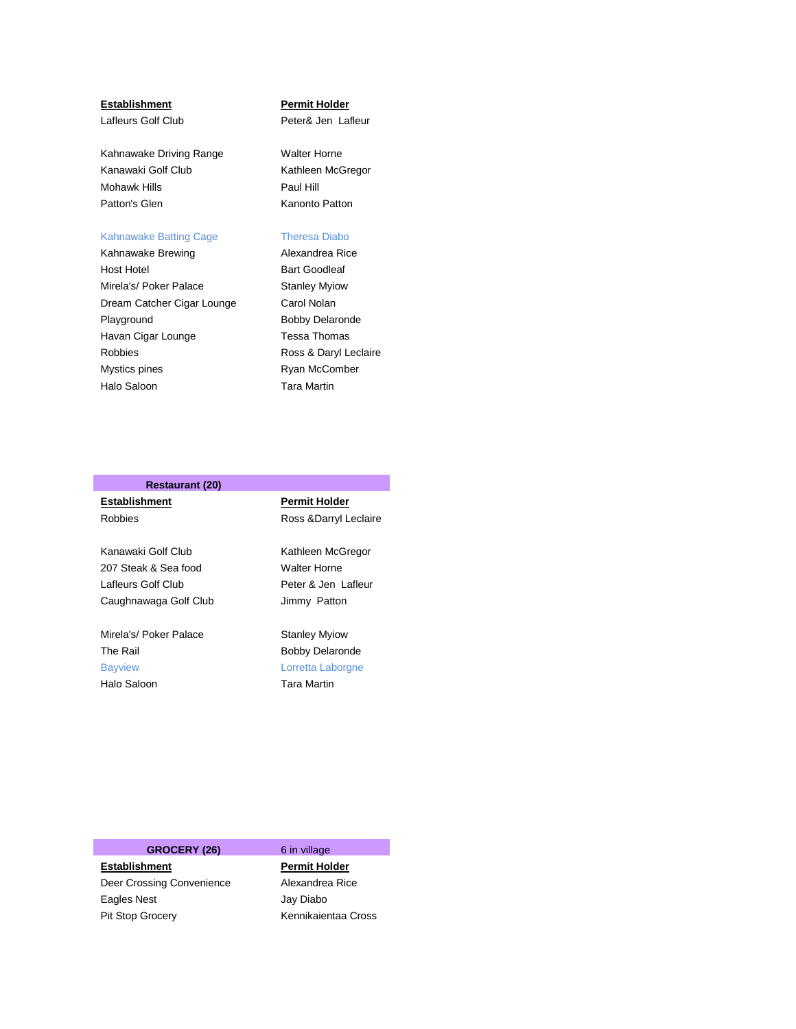| Establishment | Permit Holder |
|---|---|
| Lafleurs Golf Club | Peter& Jen Lafleur |
| | |
| Kahnawake Driving Range | Walter Horne |
| Kanawaki Golf Club | Kathleen McGregor |
| Mohawk Hills | Paul Hill |
| Patton's Glen | Kanonto Patton |
| | |
| Kahnawake Batting Cage | Theresa Diabo |
| Kahnawake Brewing | Alexandrea Rice |
| Host Hotel | Bart Goodleaf |
| Mirela's/ Poker Palace | Stanley Myiow |
| Dream Catcher Cigar Lounge | Carol Nolan |
| Playground | Bobby Delaronde |
| Havan Cigar Lounge | Tessa Thomas |
| Robbies | Ross & Daryl Leclaire |
| Mystics pines | Ryan McComber |
| Halo Saloon | Tara Martin |

**Restaurant (20)**

| Establishment | Permit Holder |
|---|---|
| Robbies | Ross &Darryl Leclaire |
| | |
| Kanawaki Golf Club | Kathleen McGregor |
| 207 Steak & Sea food | Walter Horne |
| Lafleurs Golf Club | Peter & Jen Lafleur |
| Caughnawaga Golf Club | Jimmy Patton |
| | |
| Mirela's/ Poker Palace | Stanley Myiow |
| The Rail | Bobby Delaronde |
| Bayview | Lorretta Laborgne |
| Halo Saloon | Tara Martin |

**GROCERY (26)** 6 in village

| Establishment | Permit Holder |
|---|---|
| Deer Crossing Convenience | Alexandrea Rice |
| Eagles Nest | Jay Diabo |
| Pit Stop Grocery | Kennikaientaa Cross |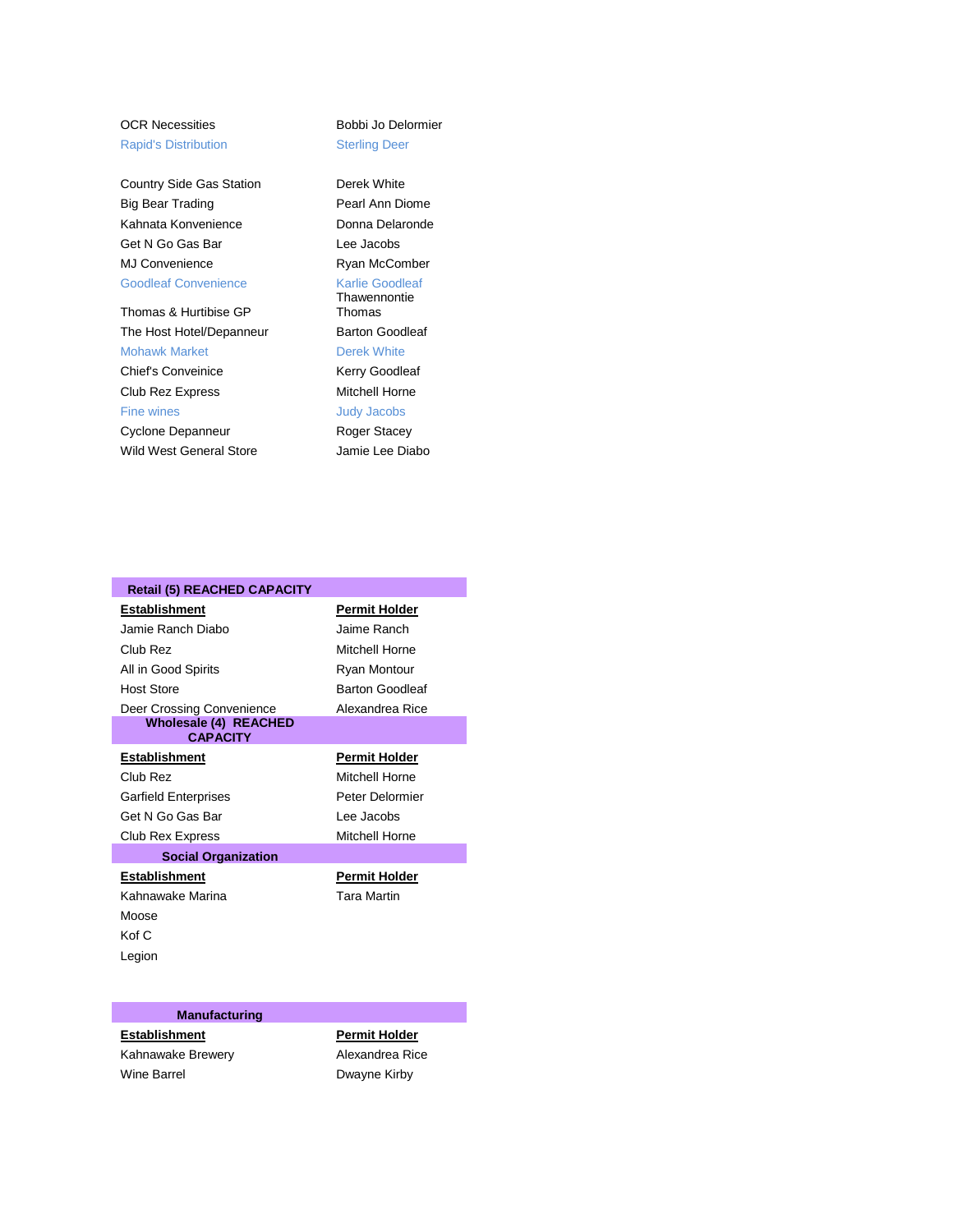| | |
|---|---|
| OCR Necessities | Bobbi Jo Delormier |
| Rapid's Distribution | Sterling Deer |
| | |
| Country Side Gas Station | Derek White |
| Big Bear Trading | Pearl Ann Diome |
| Kahnata Konvenience | Donna Delaronde |
| Get N Go Gas Bar | Lee Jacobs |
| MJ Convenience | Ryan McComber |
| Goodleaf Convenience | Karlie Goodleaf |
| Thomas & Hurtibise GP | Thawennontie Thomas |
| The Host Hotel/Depanneur | Barton Goodleaf |
| Mohawk Market | Derek White |
| Chief's Conveinice | Kerry Goodleaf |
| Club Rez Express | Mitchell Horne |
| Fine wines | Judy Jacobs |
| Cyclone Depanneur | Roger Stacey |
| Wild West General Store | Jamie Lee Diabo |

**Retail (5) REACHED CAPACITY**

| Establishment | Permit Holder |
|---|---|
| Jamie Ranch Diabo | Jaime Ranch |
| Club Rez | Mitchell Horne |
| All in Good Spirits | Ryan Montour |
| Host Store | Barton Goodleaf |
| Deer Crossing Convenience | Alexandrea Rice |

**Wholesale (4) REACHED CAPACITY**

| Establishment | Permit Holder |
|---|---|
| Club Rez | Mitchell Horne |
| Garfield Enterprises | Peter Delormier |
| Get N Go Gas Bar | Lee Jacobs |
| Club Rex Express | Mitchell Horne |

**Social Organization**

| Establishment | Permit Holder |
|---|---|
| Kahnawake Marina | Tara Martin |
| Moose | |
| Kof C | |
| Legion | |

**Manufacturing**

| Establishment | Permit Holder |
|---|---|
| Kahnawake Brewery | Alexandrea Rice |
| Wine Barrel | Dwayne Kirby |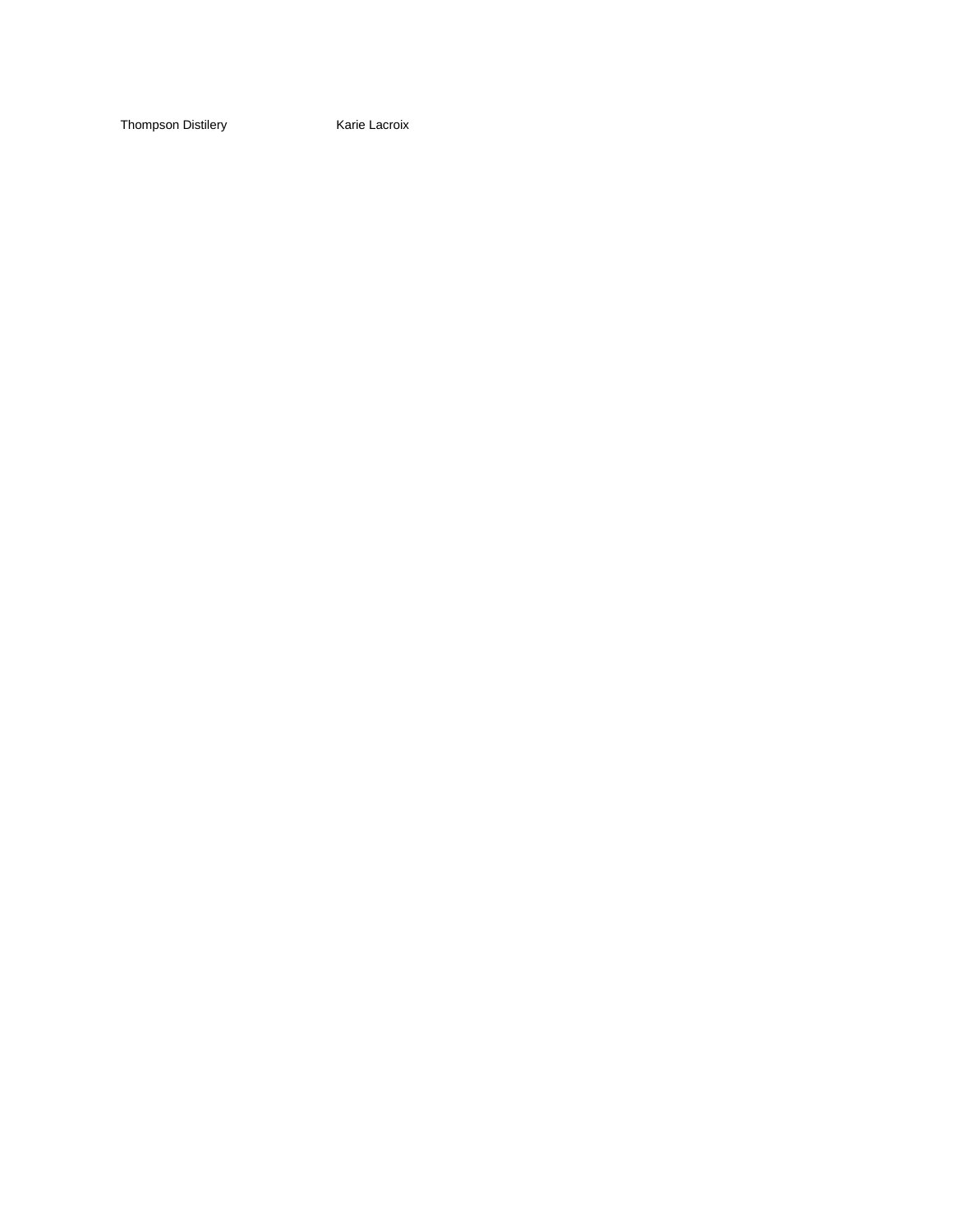Thompson Distilery Karie Lacroix